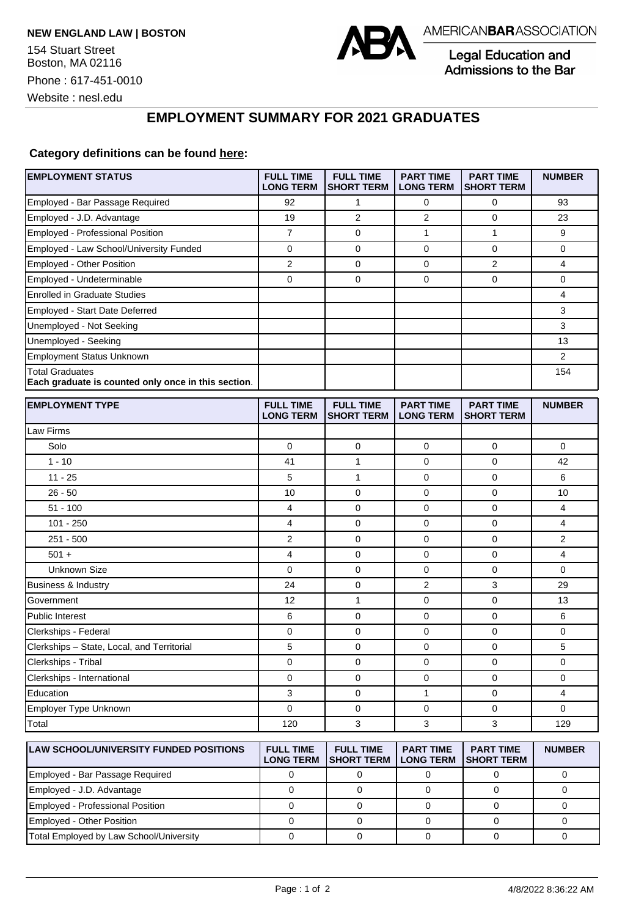**NEW ENGLAND LAW | BOSTON**

154 Stuart Street
Boston, MA 02116

Phone : 617-451-0010

Website : nesl.edu

AMERICANBARASSOCIATION

Legal Education and Admissions to the Bar

## EMPLOYMENT SUMMARY FOR 2021 GRADUATES

**Category definitions can be found here:**

| EMPLOYMENT STATUS | FULL TIME LONG TERM | FULL TIME SHORT TERM | PART TIME LONG TERM | PART TIME SHORT TERM | NUMBER |
|---|---|---|---|---|---|
| Employed - Bar Passage Required | 92 | 1 | 0 | 0 | 93 |
| Employed - J.D. Advantage | 19 | 2 | 2 | 0 | 23 |
| Employed - Professional Position | 7 | 0 | 1 | 1 | 9 |
| Employed - Law School/University Funded | 0 | 0 | 0 | 0 | 0 |
| Employed - Other Position | 2 | 0 | 0 | 2 | 4 |
| Employed - Undeterminable | 0 | 0 | 0 | 0 | 0 |
| Enrolled in Graduate Studies | | | | | 4 |
| Employed - Start Date Deferred | | | | | 3 |
| Unemployed - Not Seeking | | | | | 3 |
| Unemployed - Seeking | | | | | 13 |
| Employment Status Unknown | | | | | 2 |
| Total Graduates **Each graduate is counted only once in this section**. | | | | | 154 |

| EMPLOYMENT TYPE | FULL TIME LONG TERM | FULL TIME SHORT TERM | PART TIME LONG TERM | PART TIME SHORT TERM | NUMBER |
|---|---|---|---|---|---|
| Law Firms | | | | | |
| Solo | 0 | 0 | 0 | 0 | 0 |
| 1 - 10 | 41 | 1 | 0 | 0 | 42 |
| 11 - 25 | 5 | 1 | 0 | 0 | 6 |
| 26 - 50 | 10 | 0 | 0 | 0 | 10 |
| 51 - 100 | 4 | 0 | 0 | 0 | 4 |
| 101 - 250 | 4 | 0 | 0 | 0 | 4 |
| 251 - 500 | 2 | 0 | 0 | 0 | 2 |
| 501 + | 4 | 0 | 0 | 0 | 4 |
| Unknown Size | 0 | 0 | 0 | 0 | 0 |
| Business & Industry | 24 | 0 | 2 | 3 | 29 |
| Government | 12 | 1 | 0 | 0 | 13 |
| Public Interest | 6 | 0 | 0 | 0 | 6 |
| Clerkships - Federal | 0 | 0 | 0 | 0 | 0 |
| Clerkships – State, Local, and Territorial | 5 | 0 | 0 | 0 | 5 |
| Clerkships - Tribal | 0 | 0 | 0 | 0 | 0 |
| Clerkships - International | 0 | 0 | 0 | 0 | 0 |
| Education | 3 | 0 | 1 | 0 | 4 |
| Employer Type Unknown | 0 | 0 | 0 | 0 | 0 |
| Total | 120 | 3 | 3 | 3 | 129 |

| LAW SCHOOL/UNIVERSITY FUNDED POSITIONS | FULL TIME LONG TERM | FULL TIME SHORT TERM | PART TIME LONG TERM | PART TIME SHORT TERM | NUMBER |
|---|---|---|---|---|---|
| Employed - Bar Passage Required | 0 | 0 | 0 | 0 | 0 |
| Employed - J.D. Advantage | 0 | 0 | 0 | 0 | 0 |
| Employed - Professional Position | 0 | 0 | 0 | 0 | 0 |
| Employed - Other Position | 0 | 0 | 0 | 0 | 0 |
| Total Employed by Law School/University | 0 | 0 | 0 | 0 | 0 |

4/8/2022 8:36:22 AM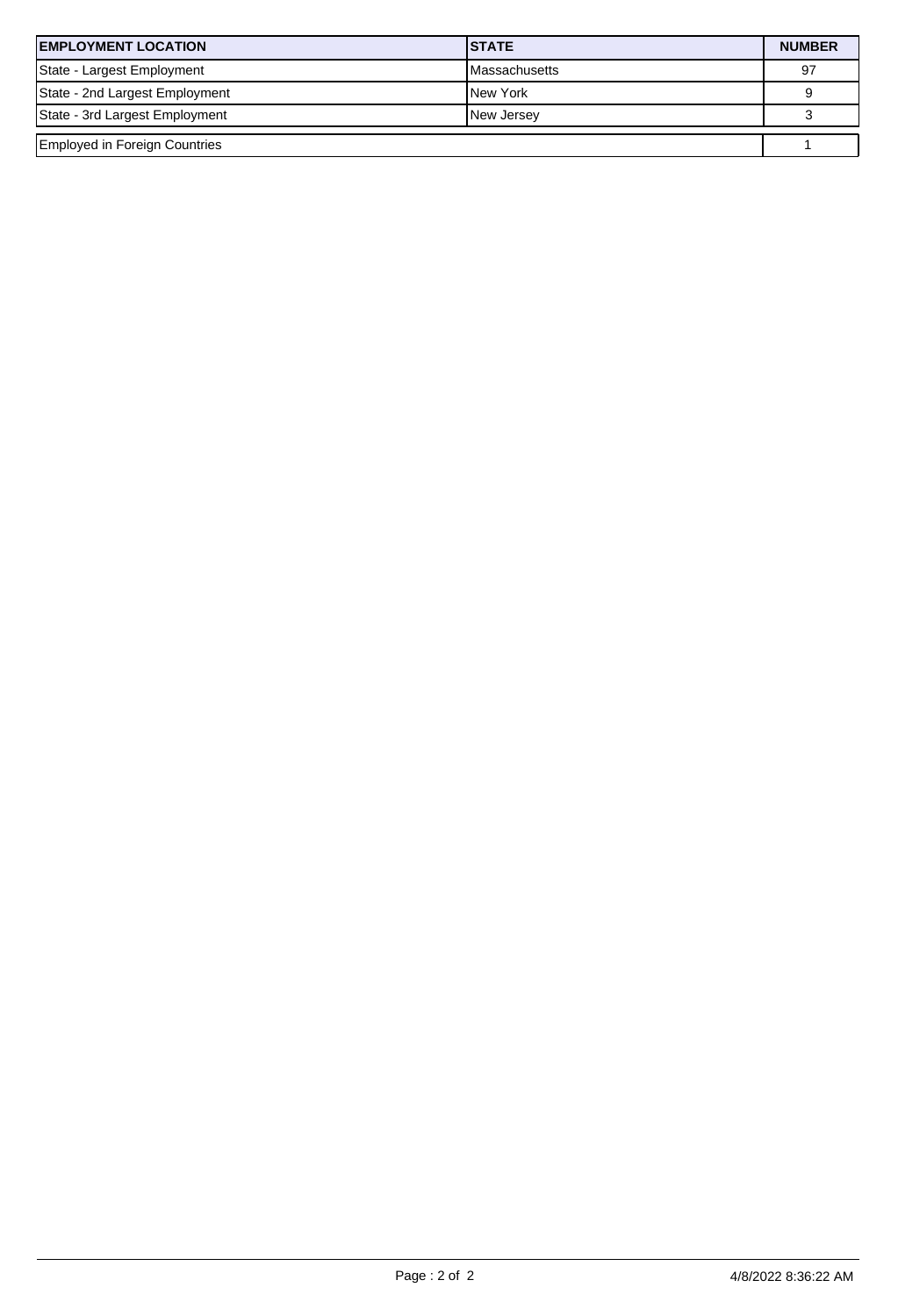| EMPLOYMENT LOCATION | STATE | NUMBER |
|---|---|---|
| State - Largest Employment | Massachusetts | 97 |
| State - 2nd Largest Employment | New York | 9 |
| State - 3rd Largest Employment | New Jersey | 3 |
| Employed in Foreign Countries | | 1 |